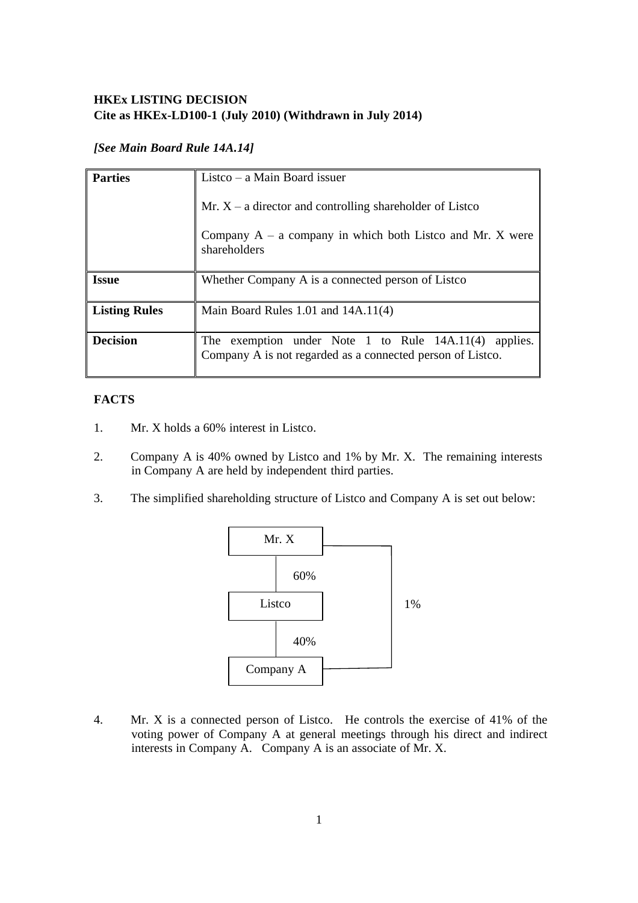**HKEx LISTING DECISION**
**Cite as HKEx-LD100-1 (July 2010) (Withdrawn in July 2014)**

***[See Main Board Rule 14A.14]***

| | |
|---|---|
| **Parties** | Listco – a Main Board issuer<br><br>Mr. X – a director and controlling shareholder of Listco<br><br>Company A – a company in which both Listco and Mr. X were shareholders |
| **Issue** | Whether Company A is a connected person of Listco |
| **Listing Rules** | Main Board Rules 1.01 and 14A.11(4) |
| **Decision** | The exemption under Note 1 to Rule 14A.11(4) applies. Company A is not regarded as a connected person of Listco. |

**FACTS**

1. Mr. X holds a 60% interest in Listco.

2. Company A is 40% owned by Listco and 1% by Mr. X. The remaining interests in Company A are held by independent third parties.

3. The simplified shareholding structure of Listco and Company A is set out below:

```
   Mr. X ---------+
     |            |
    60%           |
     |            |
   Listco         1%
     |            |
    40%           |
     |            |
 Company A -------+
```

4. Mr. X is a connected person of Listco. He controls the exercise of 41% of the voting power of Company A at general meetings through his direct and indirect interests in Company A. Company A is an associate of Mr. X.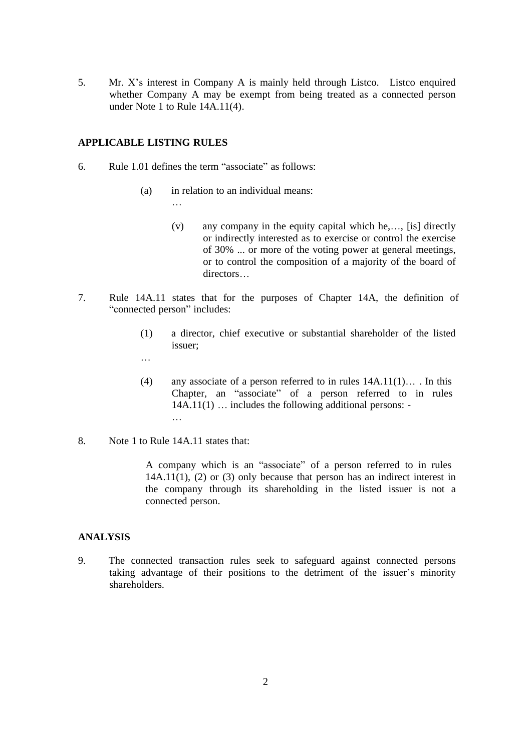5. Mr. X's interest in Company A is mainly held through Listco. Listco enquired whether Company A may be exempt from being treated as a connected person under Note 1 to Rule 14A.11(4).

**APPLICABLE LISTING RULES**

6. Rule 1.01 defines the term "associate" as follows:

   (a) in relation to an individual means:
   
   …
   
   (v) any company in the equity capital which he,…, [is] directly or indirectly interested as to exercise or control the exercise of 30% ... or more of the voting power at general meetings, or to control the composition of a majority of the board of directors…

7. Rule 14A.11 states that for the purposes of Chapter 14A, the definition of "connected person" includes:

   (1) a director, chief executive or substantial shareholder of the listed issuer;
   
   …
   
   (4) any associate of a person referred to in rules 14A.11(1)… . In this Chapter, an "associate" of a person referred to in rules 14A.11(1) … includes the following additional persons: -
   
   …

8. Note 1 to Rule 14A.11 states that:

   A company which is an "associate" of a person referred to in rules 14A.11(1), (2) or (3) only because that person has an indirect interest in the company through its shareholding in the listed issuer is not a connected person.

**ANALYSIS**

9. The connected transaction rules seek to safeguard against connected persons taking advantage of their positions to the detriment of the issuer's minority shareholders.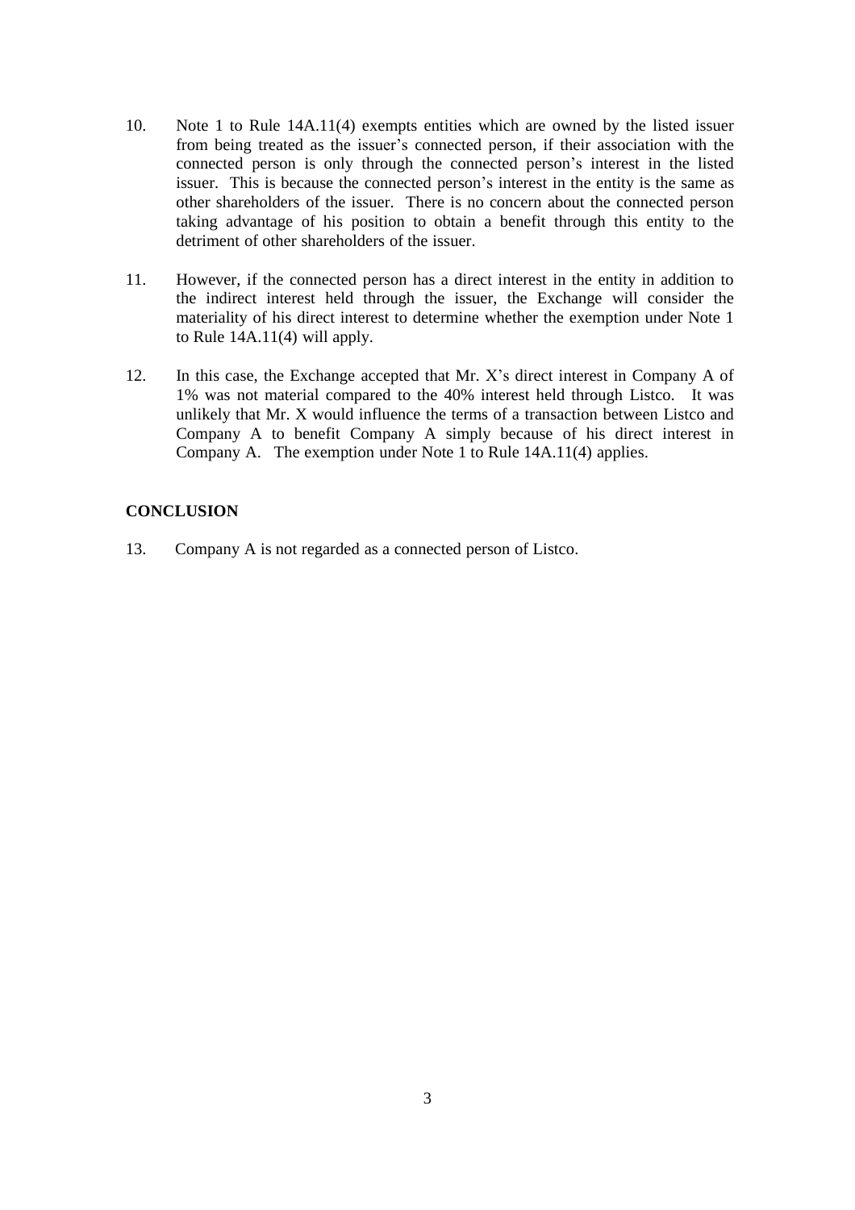10. Note 1 to Rule 14A.11(4) exempts entities which are owned by the listed issuer from being treated as the issuer's connected person, if their association with the connected person is only through the connected person's interest in the listed issuer. This is because the connected person's interest in the entity is the same as other shareholders of the issuer. There is no concern about the connected person taking advantage of his position to obtain a benefit through this entity to the detriment of other shareholders of the issuer.

11. However, if the connected person has a direct interest in the entity in addition to the indirect interest held through the issuer, the Exchange will consider the materiality of his direct interest to determine whether the exemption under Note 1 to Rule 14A.11(4) will apply.

12. In this case, the Exchange accepted that Mr. X's direct interest in Company A of 1% was not material compared to the 40% interest held through Listco. It was unlikely that Mr. X would influence the terms of a transaction between Listco and Company A to benefit Company A simply because of his direct interest in Company A. The exemption under Note 1 to Rule 14A.11(4) applies.

**CONCLUSION**

13. Company A is not regarded as a connected person of Listco.